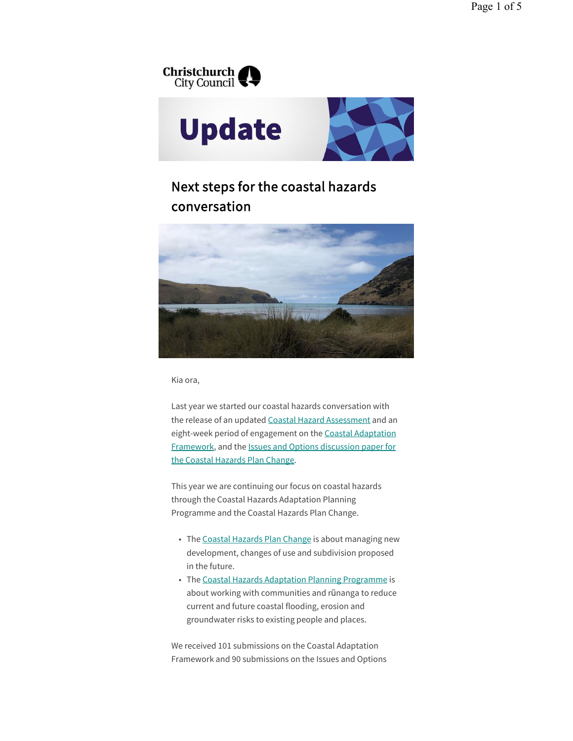Christchurch City Council

# Update

## Next steps for the coastal hazards conversation

Kia ora,

Last year we started our coastal hazards conversation with the release of an updated Coastal Hazard Assessment and an eight-week period of engagement on the Coastal Adaptation Framework, and the Issues and Options discussion paper for the Coastal Hazards Plan Change.

This year we are continuing our focus on coastal hazards through the Coastal Hazards Adaptation Planning Programme and the Coastal Hazards Plan Change.

- The Coastal Hazards Plan Change is about managing new development, changes of use and subdivision proposed in the future.
- The Coastal Hazards Adaptation Planning Programme is about working with communities and rūnanga to reduce current and future coastal flooding, erosion and groundwater risks to existing people and places.

We received 101 submissions on the Coastal Adaptation Framework and 90 submissions on the Issues and Options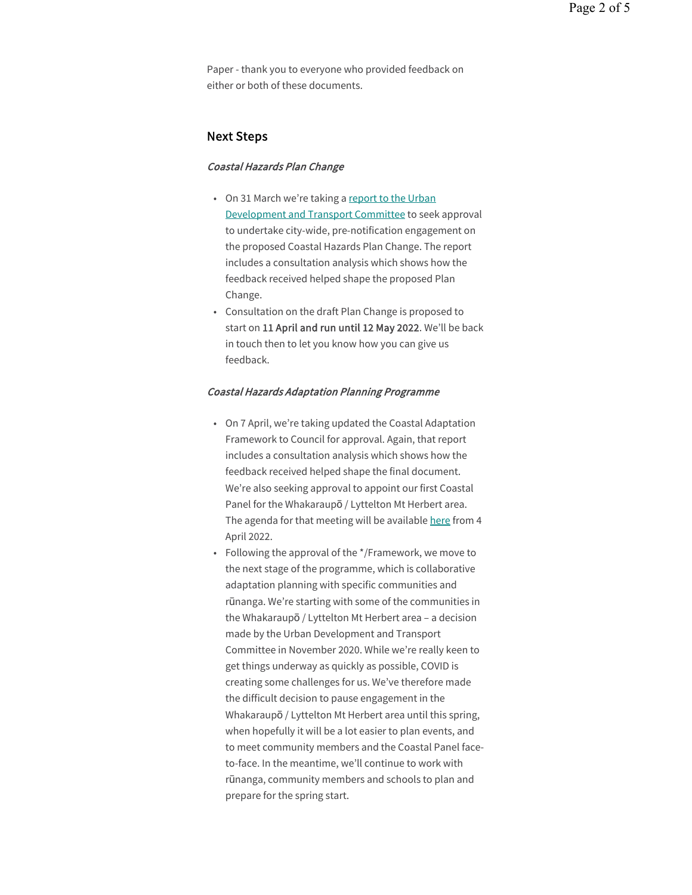Paper - thank you to everyone who provided feedback on either or both of these documents.

## Next Steps

***Coastal Hazards Plan Change***

- On 31 March we're taking a [report to the Urban Development and Transport Committee]() to seek approval to undertake city-wide, pre-notification engagement on the proposed Coastal Hazards Plan Change. The report includes a consultation analysis which shows how the feedback received helped shape the proposed Plan Change.
- Consultation on the draft Plan Change is proposed to start on **11 April and run until 12 May 2022**. We'll be back in touch then to let you know how you can give us feedback.

***Coastal Hazards Adaptation Planning Programme***

- On 7 April, we're taking updated the Coastal Adaptation Framework to Council for approval. Again, that report includes a consultation analysis which shows how the feedback received helped shape the final document. We're also seeking approval to appoint our first Coastal Panel for the Whakaraupō / Lyttelton Mt Herbert area. The agenda for that meeting will be available [here]() from 4 April 2022.
- Following the approval of the */Framework, we move to the next stage of the programme, which is collaborative adaptation planning with specific communities and rūnanga. We're starting with some of the communities in the Whakaraupō / Lyttelton Mt Herbert area – a decision made by the Urban Development and Transport Committee in November 2020. While we're really keen to get things underway as quickly as possible, COVID is creating some challenges for us. We've therefore made the difficult decision to pause engagement in the Whakaraupō / Lyttelton Mt Herbert area until this spring, when hopefully it will be a lot easier to plan events, and to meet community members and the Coastal Panel face-to-face. In the meantime, we'll continue to work with rūnanga, community members and schools to plan and prepare for the spring start.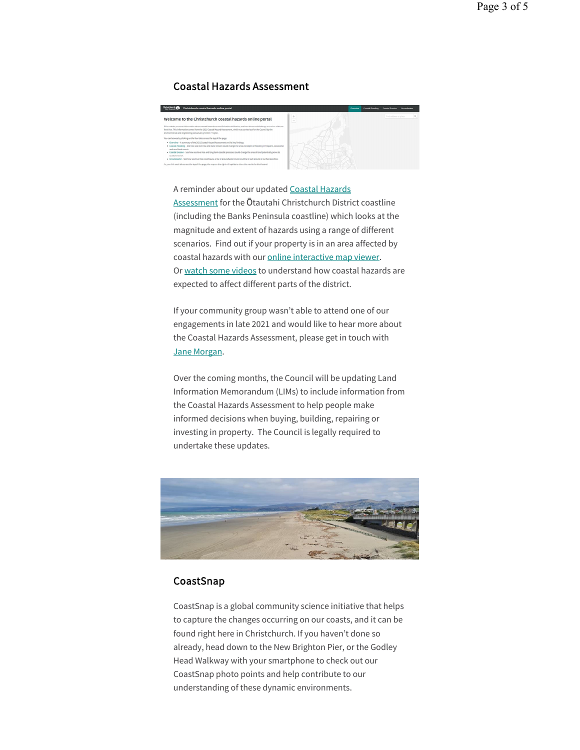## Coastal Hazards Assessment

A reminder about our updated [Coastal Hazards Assessment]() for the Ōtautahi Christchurch District coastline (including the Banks Peninsula coastline) which looks at the magnitude and extent of hazards using a range of different scenarios. Find out if your property is in an area affected by coastal hazards with our [online interactive map viewer](). Or [watch some videos]() to understand how coastal hazards are expected to affect different parts of the district.

If your community group wasn't able to attend one of our engagements in late 2021 and would like to hear more about the Coastal Hazards Assessment, please get in touch with [Jane Morgan]().

Over the coming months, the Council will be updating Land Information Memorandum (LIMs) to include information from the Coastal Hazards Assessment to help people make informed decisions when buying, building, repairing or investing in property. The Council is legally required to undertake these updates.

## CoastSnap

CoastSnap is a global community science initiative that helps to capture the changes occurring on our coasts, and it can be found right here in Christchurch. If you haven't done so already, head down to the New Brighton Pier, or the Godley Head Walkway with your smartphone to check out our CoastSnap photo points and help contribute to our understanding of these dynamic environments.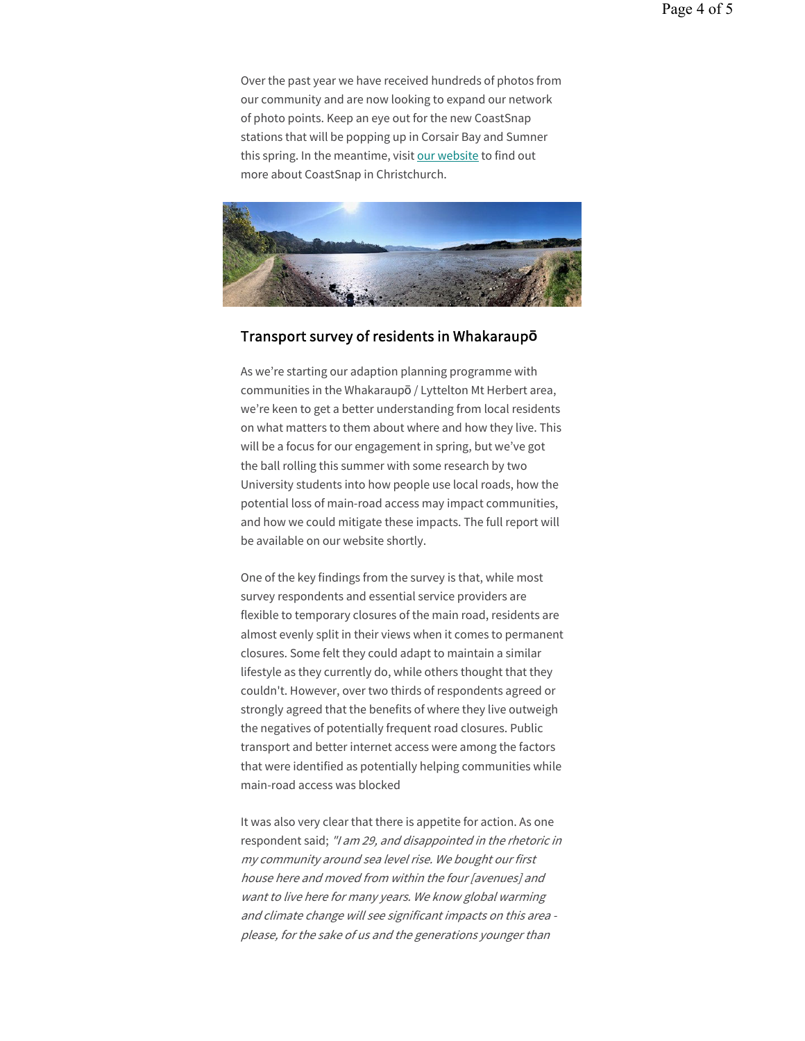Over the past year we have received hundreds of photos from our community and are now looking to expand our network of photo points. Keep an eye out for the new CoastSnap stations that will be popping up in Corsair Bay and Sumner this spring. In the meantime, visit [our website] to find out more about CoastSnap in Christchurch.

### Transport survey of residents in Whakaraupō

As we're starting our adaption planning programme with communities in the Whakaraupō / Lyttelton Mt Herbert area, we're keen to get a better understanding from local residents on what matters to them about where and how they live. This will be a focus for our engagement in spring, but we've got the ball rolling this summer with some research by two University students into how people use local roads, how the potential loss of main-road access may impact communities, and how we could mitigate these impacts. The full report will be available on our website shortly.

One of the key findings from the survey is that, while most survey respondents and essential service providers are flexible to temporary closures of the main road, residents are almost evenly split in their views when it comes to permanent closures. Some felt they could adapt to maintain a similar lifestyle as they currently do, while others thought that they couldn't. However, over two thirds of respondents agreed or strongly agreed that the benefits of where they live outweigh the negatives of potentially frequent road closures. Public transport and better internet access were among the factors that were identified as potentially helping communities while main-road access was blocked

It was also very clear that there is appetite for action. As one respondent said; *"I am 29, and disappointed in the rhetoric in my community around sea level rise. We bought our first house here and moved from within the four [avenues] and want to live here for many years. We know global warming and climate change will see significant impacts on this area - please, for the sake of us and the generations younger than*